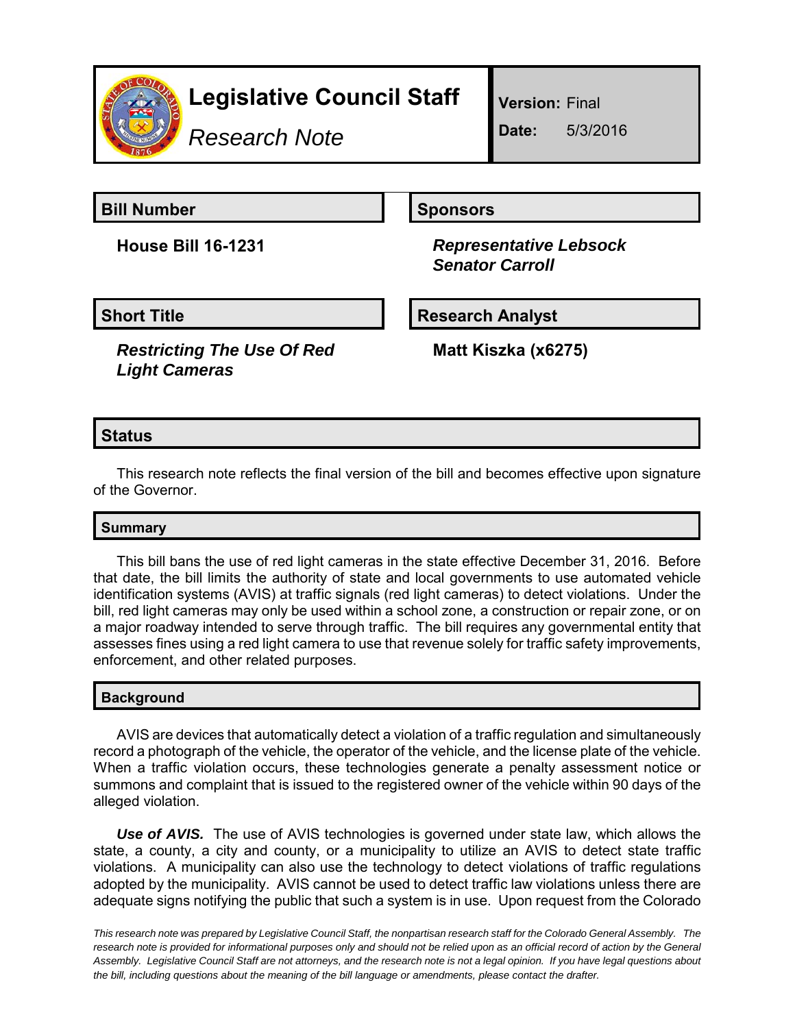# Legislative Council Staff

*Research Note*

**Version:** Final

**Date:** 5/3/2016

## Bill Number

**House Bill 16-1231**

## Sponsors

***Representative Lebsock***
***Senator Carroll***

## Short Title

***Restricting The Use Of Red Light Cameras***

## Research Analyst

**Matt Kiszka (x6275)**

## Status

This research note reflects the final version of the bill and becomes effective upon signature of the Governor.

## Summary

This bill bans the use of red light cameras in the state effective December 31, 2016. Before that date, the bill limits the authority of state and local governments to use automated vehicle identification systems (AVIS) at traffic signals (red light cameras) to detect violations. Under the bill, red light cameras may only be used within a school zone, a construction or repair zone, or on a major roadway intended to serve through traffic. The bill requires any governmental entity that assesses fines using a red light camera to use that revenue solely for traffic safety improvements, enforcement, and other related purposes.

## Background

AVIS are devices that automatically detect a violation of a traffic regulation and simultaneously record a photograph of the vehicle, the operator of the vehicle, and the license plate of the vehicle. When a traffic violation occurs, these technologies generate a penalty assessment notice or summons and complaint that is issued to the registered owner of the vehicle within 90 days of the alleged violation.

***Use of AVIS.*** The use of AVIS technologies is governed under state law, which allows the state, a county, a city and county, or a municipality to utilize an AVIS to detect state traffic violations. A municipality can also use the technology to detect violations of traffic regulations adopted by the municipality. AVIS cannot be used to detect traffic law violations unless there are adequate signs notifying the public that such a system is in use. Upon request from the Colorado

*This research note was prepared by Legislative Council Staff, the nonpartisan research staff for the Colorado General Assembly. The research note is provided for informational purposes only and should not be relied upon as an official record of action by the General Assembly. Legislative Council Staff are not attorneys, and the research note is not a legal opinion. If you have legal questions about the bill, including questions about the meaning of the bill language or amendments, please contact the drafter.*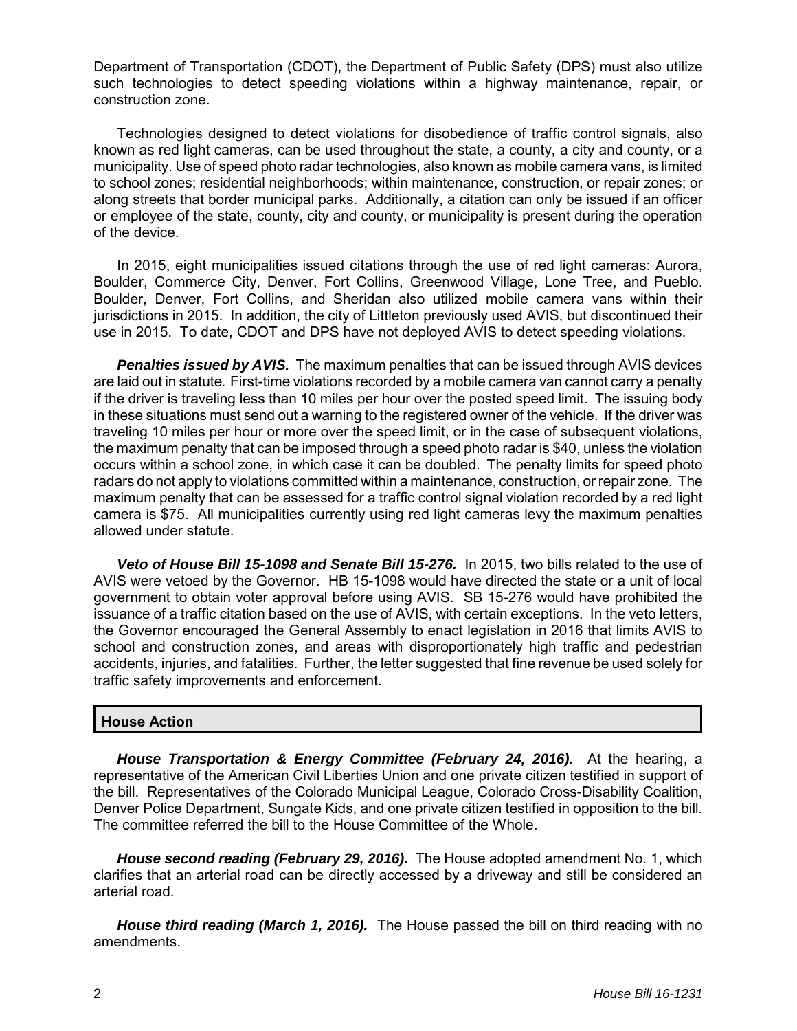Department of Transportation (CDOT), the Department of Public Safety (DPS) must also utilize such technologies to detect speeding violations within a highway maintenance, repair, or construction zone.

Technologies designed to detect violations for disobedience of traffic control signals, also known as red light cameras, can be used throughout the state, a county, a city and county, or a municipality. Use of speed photo radar technologies, also known as mobile camera vans, is limited to school zones; residential neighborhoods; within maintenance, construction, or repair zones; or along streets that border municipal parks. Additionally, a citation can only be issued if an officer or employee of the state, county, city and county, or municipality is present during the operation of the device.

In 2015, eight municipalities issued citations through the use of red light cameras: Aurora, Boulder, Commerce City, Denver, Fort Collins, Greenwood Village, Lone Tree, and Pueblo. Boulder, Denver, Fort Collins, and Sheridan also utilized mobile camera vans within their jurisdictions in 2015. In addition, the city of Littleton previously used AVIS, but discontinued their use in 2015. To date, CDOT and DPS have not deployed AVIS to detect speeding violations.

***Penalties issued by AVIS.*** The maximum penalties that can be issued through AVIS devices are laid out in statute. First-time violations recorded by a mobile camera van cannot carry a penalty if the driver is traveling less than 10 miles per hour over the posted speed limit. The issuing body in these situations must send out a warning to the registered owner of the vehicle. If the driver was traveling 10 miles per hour or more over the speed limit, or in the case of subsequent violations, the maximum penalty that can be imposed through a speed photo radar is $40, unless the violation occurs within a school zone, in which case it can be doubled. The penalty limits for speed photo radars do not apply to violations committed within a maintenance, construction, or repair zone. The maximum penalty that can be assessed for a traffic control signal violation recorded by a red light camera is $75. All municipalities currently using red light cameras levy the maximum penalties allowed under statute.

***Veto of House Bill 15-1098 and Senate Bill 15-276.*** In 2015, two bills related to the use of AVIS were vetoed by the Governor. HB 15-1098 would have directed the state or a unit of local government to obtain voter approval before using AVIS. SB 15-276 would have prohibited the issuance of a traffic citation based on the use of AVIS, with certain exceptions. In the veto letters, the Governor encouraged the General Assembly to enact legislation in 2016 that limits AVIS to school and construction zones, and areas with disproportionately high traffic and pedestrian accidents, injuries, and fatalities. Further, the letter suggested that fine revenue be used solely for traffic safety improvements and enforcement.

## House Action

***House Transportation & Energy Committee (February 24, 2016).*** At the hearing, a representative of the American Civil Liberties Union and one private citizen testified in support of the bill. Representatives of the Colorado Municipal League, Colorado Cross-Disability Coalition, Denver Police Department, Sungate Kids, and one private citizen testified in opposition to the bill. The committee referred the bill to the House Committee of the Whole.

***House second reading (February 29, 2016).*** The House adopted amendment No. 1, which clarifies that an arterial road can be directly accessed by a driveway and still be considered an arterial road.

***House third reading (March 1, 2016).*** The House passed the bill on third reading with no amendments.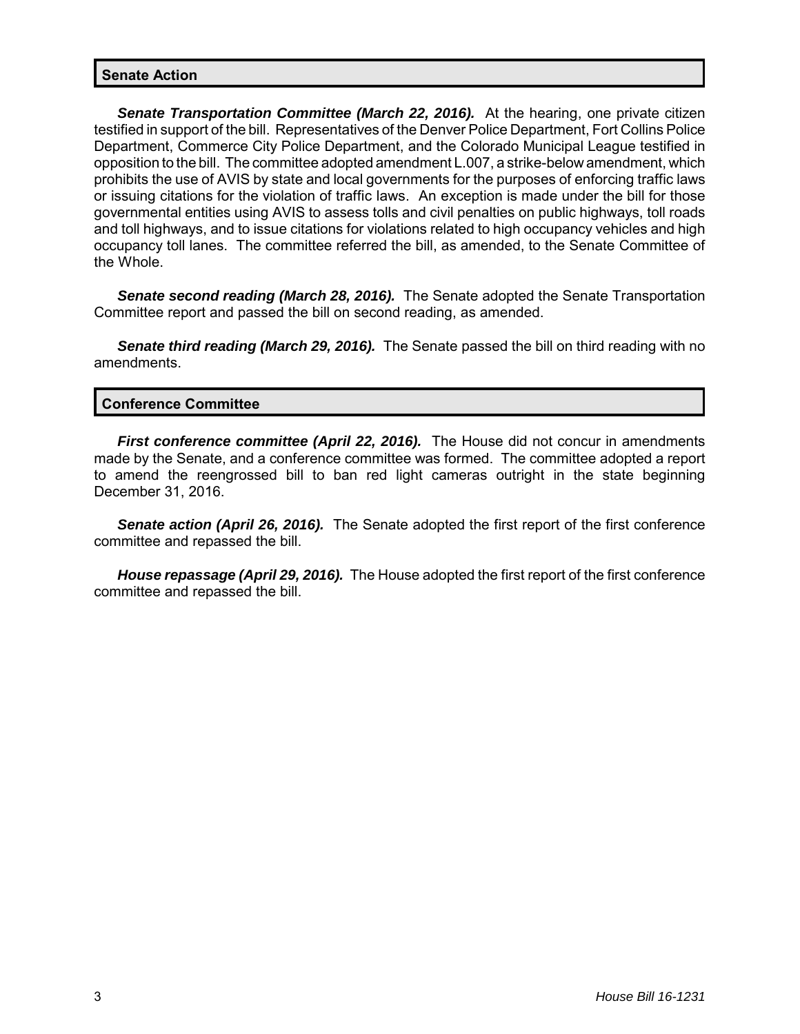## Senate Action

***Senate Transportation Committee (March 22, 2016).*** At the hearing, one private citizen testified in support of the bill. Representatives of the Denver Police Department, Fort Collins Police Department, Commerce City Police Department, and the Colorado Municipal League testified in opposition to the bill. The committee adopted amendment L.007, a strike-below amendment, which prohibits the use of AVIS by state and local governments for the purposes of enforcing traffic laws or issuing citations for the violation of traffic laws. An exception is made under the bill for those governmental entities using AVIS to assess tolls and civil penalties on public highways, toll roads and toll highways, and to issue citations for violations related to high occupancy vehicles and high occupancy toll lanes. The committee referred the bill, as amended, to the Senate Committee of the Whole.

***Senate second reading (March 28, 2016).*** The Senate adopted the Senate Transportation Committee report and passed the bill on second reading, as amended.

***Senate third reading (March 29, 2016).*** The Senate passed the bill on third reading with no amendments.

## Conference Committee

***First conference committee (April 22, 2016).*** The House did not concur in amendments made by the Senate, and a conference committee was formed. The committee adopted a report to amend the reengrossed bill to ban red light cameras outright in the state beginning December 31, 2016.

***Senate action (April 26, 2016).*** The Senate adopted the first report of the first conference committee and repassed the bill.

***House repassage (April 29, 2016).*** The House adopted the first report of the first conference committee and repassed the bill.